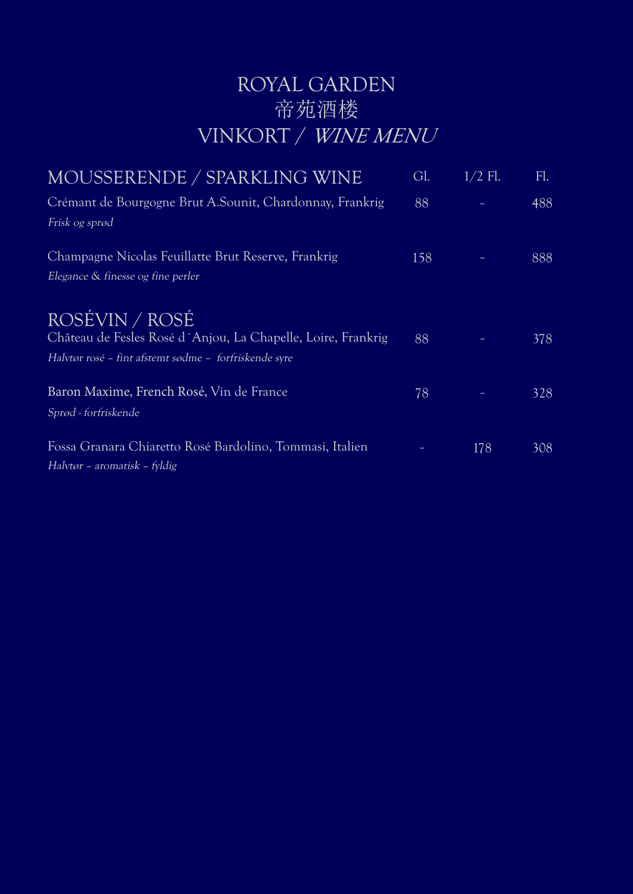# ROYAL GARDEN
# 帝苑酒楼
# VINKORT / *WINE MENU*

| MOUSSERENDE / SPARKLING WINE | Gl. | 1/2 Fl. | Fl. |
|---|---|---|---|
| Crémant de Bourgogne Brut A.Sounit, Chardonnay, Frankrig<br>*Frisk og sprød* | 88 | - | 488 |
| Champagne Nicolas Feuillatte Brut Reserve, Frankrig<br>*Elegance & finesse og fine perler* | 158 | - | 888 |

| ROSÉVIN / ROSÉ | Gl. | 1/2 Fl. | Fl. |
|---|---|---|---|
| Château de Fesles Rosé d´Anjou, La Chapelle, Loire, Frankrig<br>*Halvtør rosé – fint afstemt sødme – forfriskende syre* | 88 | - | 378 |
| Baron Maxime, French Rosé, Vin de France<br>*Sprød - forfriskende* | 78 | - | 328 |
| Fossa Granara Chiaretto Rosé Bardolino, Tommasi, Italien<br>*Halvtør – aromatisk – fyldig* | - | 178 | 308 |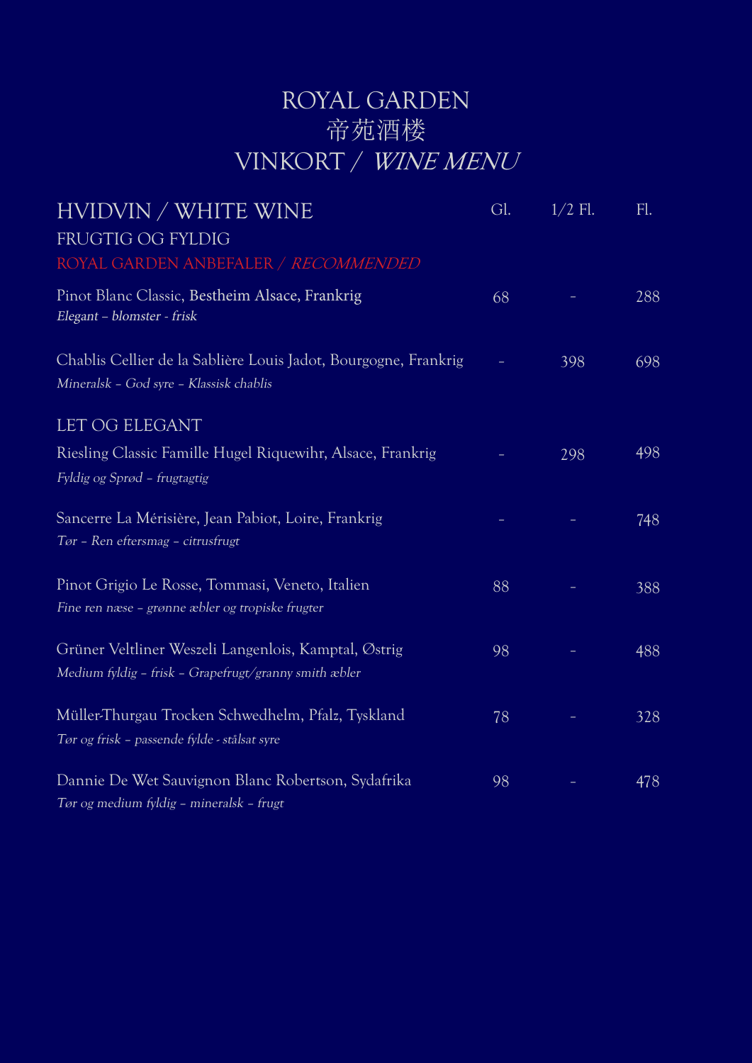# ROYAL GARDEN
# 帝苑酒楼
# VINKORT / *WINE MENU*

## HVIDVIN / WHITE WINE

| | Gl. | 1/2 Fl. | Fl. |
|---|---|---|---|
| **FRUGTIG OG FYLDIG** | | | |
| ROYAL GARDEN ANBEFALER / *RECOMMENDED* | | | |
| Pinot Blanc Classic, Bestheim Alsace, Frankrig<br>*Elegant – blomster - frisk* | 68 | – | 288 |
| Chablis Cellier de la Sablière Louis Jadot, Bourgogne, Frankrig<br>*Mineralsk – God syre – Klassisk chablis* | – | 398 | 698 |
| **LET OG ELEGANT** | | | |
| Riesling Classic Famille Hugel Riquewihr, Alsace, Frankrig<br>*Fyldig og Sprød – frugtagtig* | – | 298 | 498 |
| Sancerre La Mérisière, Jean Pabiot, Loire, Frankrig<br>*Tør – Ren eftersmag – citrusfrugt* | – | – | 748 |
| Pinot Grigio Le Rosse, Tommasi, Veneto, Italien<br>*Fine ren næse – grønne æbler og tropiske frugter* | 88 | – | 388 |
| Grüner Veltliner Weszeli Langenlois, Kamptal, Østrig<br>*Medium fyldig – frisk – Grapefrugt/granny smith æbler* | 98 | – | 488 |
| Müller-Thurgau Trocken Schwedhelm, Pfalz, Tyskland<br>*Tør og frisk – passende fylde - stålsat syre* | 78 | – | 328 |
| Dannie De Wet Sauvignon Blanc Robertson, Sydafrika<br>*Tør og medium fyldig – mineralsk – frugt* | 98 | – | 478 |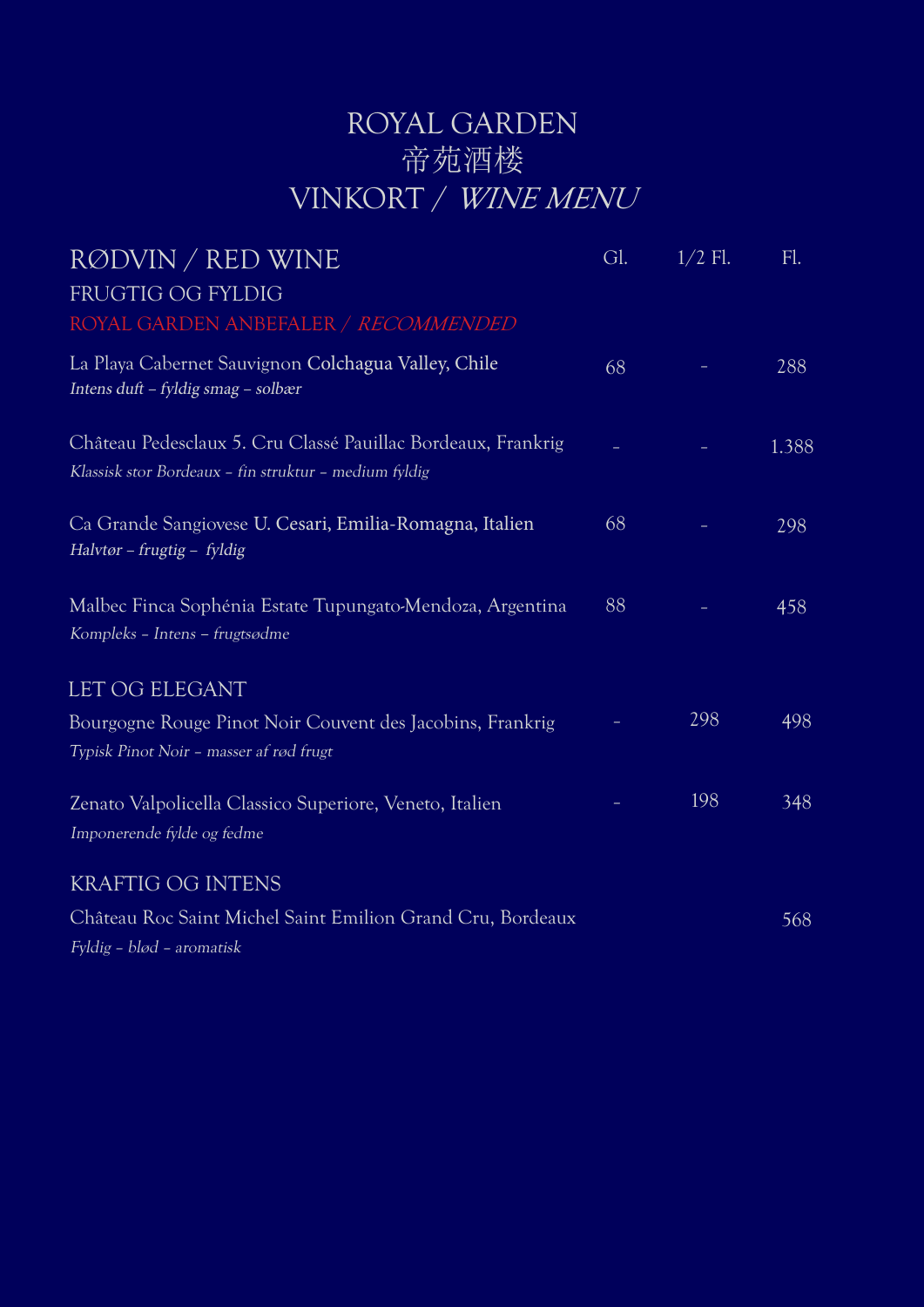# ROYAL GARDEN
# 帝苑酒楼
# VINKORT / *WINE MENU*

## RØDVIN / RED WINE

### FRUGTIG OG FYLDIG

ROYAL GARDEN ANBEFALER / *RECOMMENDED*

| | Gl. | 1/2 Fl. | Fl. |
|---|---|---|---|
| La Playa Cabernet Sauvignon Colchagua Valley, Chile<br>*Intens duft – fyldig smag – solbær* | 68 | – | 288 |
| Château Pedesclaux 5. Cru Classé Pauillac Bordeaux, Frankrig<br>*Klassisk stor Bordeaux – fin struktur – medium fyldig* | – | – | 1.388 |
| Ca Grande Sangiovese U. Cesari, Emilia-Romagna, Italien<br>*Halvtør – frugtig – fyldig* | 68 | – | 298 |
| Malbec Finca Sophénia Estate Tupungato-Mendoza, Argentina<br>*Kompleks – Intens – frugtsødme* | 88 | – | 458 |

### LET OG ELEGANT

| | Gl. | 1/2 Fl. | Fl. |
|---|---|---|---|
| Bourgogne Rouge Pinot Noir Couvent des Jacobins, Frankrig<br>*Typisk Pinot Noir – masser af rød frugt* | – | 298 | 498 |
| Zenato Valpolicella Classico Superiore, Veneto, Italien<br>*Imponerende fylde og fedme* | – | 198 | 348 |

### KRAFTIG OG INTENS

| | Gl. | 1/2 Fl. | Fl. |
|---|---|---|---|
| Château Roc Saint Michel Saint Emilion Grand Cru, Bordeaux<br>*Fyldig – blød – aromatisk* | | | 568 |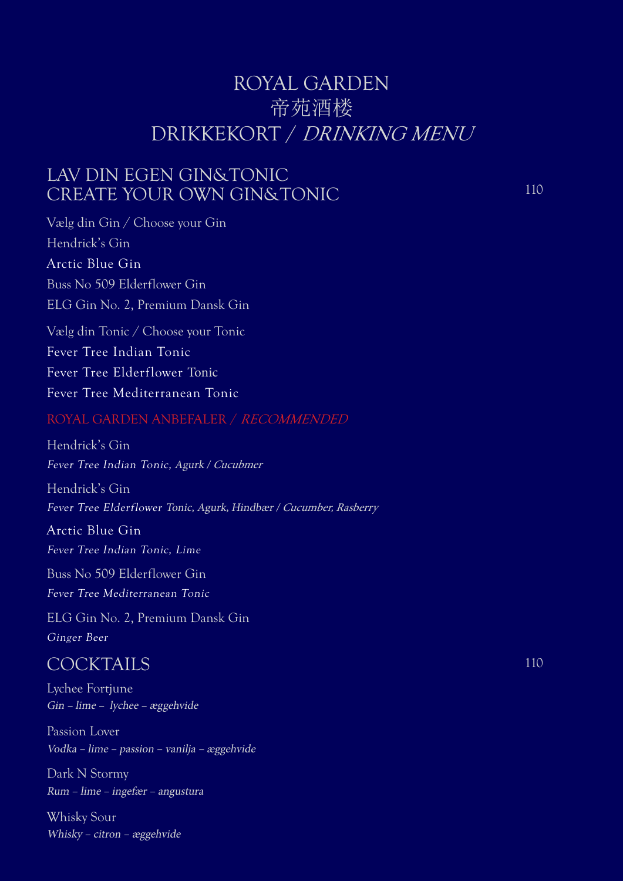# ROYAL GARDEN
# 帝苑酒楼
# DRIKKEKORT / *DRINKING MENU*

## LAV DIN EGEN GIN&TONIC CREATE YOUR OWN GIN&TONIC — 110

Vælg din Gin / Choose your Gin

Hendrick's Gin

Arctic Blue Gin

Buss No 509 Elderflower Gin

ELG Gin No. 2, Premium Dansk Gin

Vælg din Tonic / Choose your Tonic

Fever Tree Indian Tonic

Fever Tree Elderflower Tonic

Fever Tree Mediterranean Tonic

### ROYAL GARDEN ANBEFALER / *RECOMMENDED*

Hendrick's Gin
*Fever Tree Indian Tonic, Agurk / Cucubmer*

Hendrick's Gin
*Fever Tree Elderflower Tonic, Agurk, Hindbær / Cucumber, Rasberry*

Arctic Blue Gin
*Fever Tree Indian Tonic, Lime*

Buss No 509 Elderflower Gin
*Fever Tree Mediterranean Tonic*

ELG Gin No. 2, Premium Dansk Gin
*Ginger Beer*

## COCKTAILS — 110

Lychee Fortjune
*Gin – lime – lychee – æggehvide*

Passion Lover
*Vodka – lime – passion – vanilja – æggehvide*

Dark N Stormy
*Rum – lime – ingefær – angustura*

Whisky Sour
*Whisky – citron – æggehvide*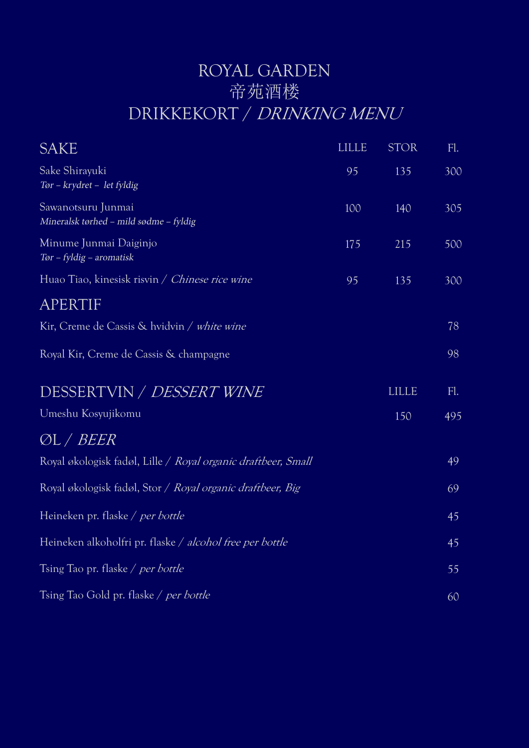# ROYAL GARDEN
# 帝苑酒楼
# DRIKKEKORT / *DRINKING MENU*

| SAKE | LILLE | STOR | Fl. |
|---|---|---|---|
| Sake Shirayuki<br>*Tør – krydret – let fyldig* | 95 | 135 | 300 |
| Sawanotsuru Junmai<br>*Mineralsk tørhed – mild sødme – fyldig* | 100 | 140 | 305 |
| Minume Junmai Daiginjo<br>*Tør – fyldig – aromatisk* | 175 | 215 | 500 |
| Huao Tiao, kinesisk risvin / *Chinese rice wine* | 95 | 135 | 300 |

## APERTIF

| | |
|---|---|
| Kir, Creme de Cassis & hvidvin / *white wine* | 78 |
| Royal Kir, Creme de Cassis & champagne | 98 |

| DESSERTVIN / *DESSERT WINE* | LILLE | Fl. |
|---|---|---|
| Umeshu Kosyujikomu | 150 | 495 |

## ØL / *BEER*

| | |
|---|---|
| Royal økologisk fadøl, Lille / *Royal organic draftbeer, Small* | 49 |
| Royal økologisk fadøl, Stor / *Royal organic draftbeer, Big* | 69 |
| Heineken pr. flaske / *per bottle* | 45 |
| Heineken alkoholfri pr. flaske / *alcohol free per bottle* | 45 |
| Tsing Tao pr. flaske / *per bottle* | 55 |
| Tsing Tao Gold pr. flaske / *per bottle* | 60 |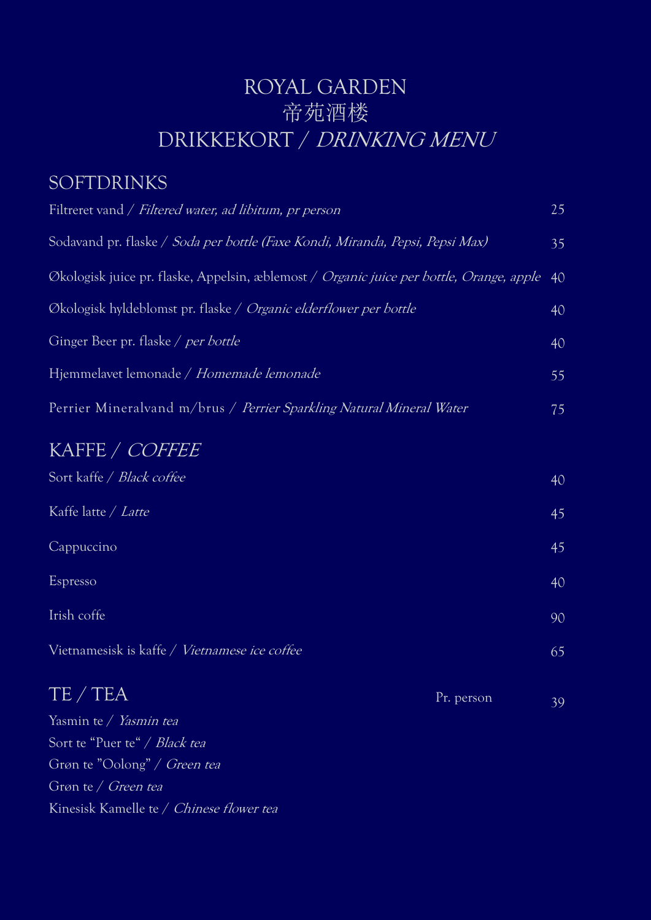# ROYAL GARDEN
# 帝苑酒楼
# DRIKKEKORT / *DRINKING MENU*

## SOFTDRINKS

| | |
|---|---|
| Filtreret vand / *Filtered water, ad libitum, pr person* | 25 |
| Sodavand pr. flaske / *Soda per bottle (Faxe Kondi, Miranda, Pepsi, Pepsi Max)* | 35 |
| Økologisk juice pr. flaske, Appelsin, æblemost / *Organic juice per bottle, Orange, apple* | 40 |
| Økologisk hyldeblomst pr. flaske / *Organic elderflower per bottle* | 40 |
| Ginger Beer pr. flaske / *per bottle* | 40 |
| Hjemmelavet lemonade / *Homemade lemonade* | 55 |
| Perrier Mineralvand m/brus / *Perrier Sparkling Natural Mineral Water* | 75 |

## KAFFE / *COFFEE*

| | |
|---|---|
| Sort kaffe / *Black coffee* | 40 |
| Kaffe latte / *Latte* | 45 |
| Cappuccino | 45 |
| Espresso | 40 |
| Irish coffe | 90 |
| Vietnamesisk is kaffe / *Vietnamese ice coffee* | 65 |

## TE / TEA

Pr. person 39

Yasmin te / *Yasmin tea*
Sort te "Puer te" / *Black tea*
Grøn te "Oolong" / *Green tea*
Grøn te / *Green tea*
Kinesisk Kamelle te / *Chinese flower tea*